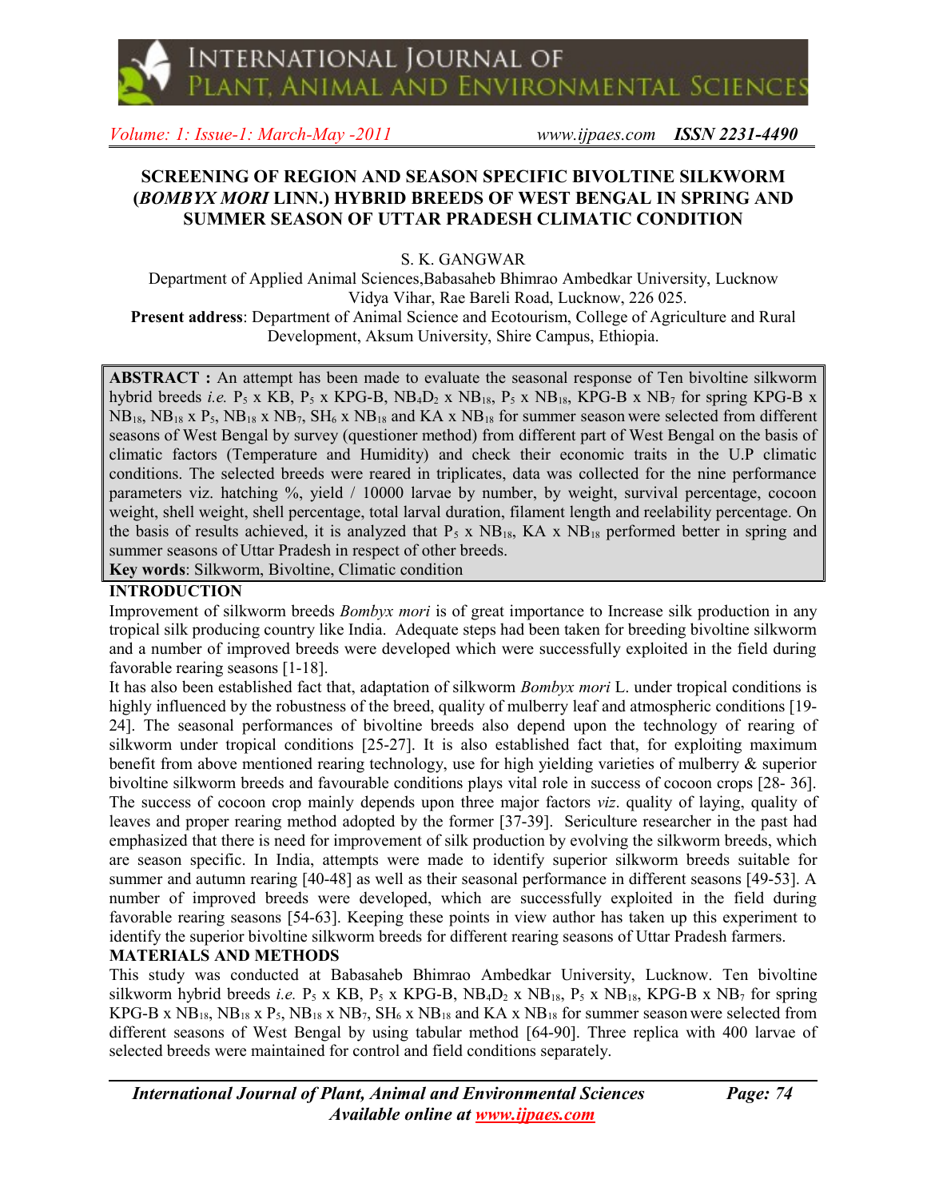# SCREENING OF REGION AND SEASON SPECIFIC BIVOLTINE SILKWORM (*BOMBYX MORI* LINN.) HYBRID BREEDS OF WEST BENGAL IN SPRING AND SUMMER SEASON OF UTTAR PRADESH CLIMATIC CONDITION

S. K. GANGWAR

Department of Applied Animal Sciences,Babasaheb Bhimrao Ambedkar University, Lucknow Vidya Vihar, Rae Bareli Road, Lucknow, 226 025.

**Present address**: Department of Animal Science and Ecotourism, College of Agriculture and Rural Development, Aksum University, Shire Campus, Ethiopia.

**ABSTRACT :** An attempt has been made to evaluate the seasonal response of Ten bivoltine silkworm hybrid breeds *i.e.* $P_5$ x KB, $P_5$ x KPG-B, $NB_4D_2$ x $NB_{18}$, $P_5$ x $NB_{18}$, KPG-B x $NB_7$ for spring KPG-B x $NB_{18}$, $NB_{18}$ x $P_5$, $NB_{18}$ x $NB_7$, $SH_6$ x $NB_{18}$ and KA x $NB_{18}$ for summer season were selected from different seasons of West Bengal by survey (questioner method) from different part of West Bengal on the basis of climatic factors (Temperature and Humidity) and check their economic traits in the U.P climatic conditions. The selected breeds were reared in triplicates, data was collected for the nine performance parameters viz. hatching %, yield / 10000 larvae by number, by weight, survival percentage, cocoon weight, shell weight, shell percentage, total larval duration, filament length and reelability percentage. On the basis of results achieved, it is analyzed that $P_5$ x $NB_{18}$, KA x $NB_{18}$ performed better in spring and summer seasons of Uttar Pradesh in respect of other breeds.

**Key words**: Silkworm, Bivoltine, Climatic condition

## INTRODUCTION

Improvement of silkworm breeds *Bombyx mori* is of great importance to Increase silk production in any tropical silk producing country like India. Adequate steps had been taken for breeding bivoltine silkworm and a number of improved breeds were developed which were successfully exploited in the field during favorable rearing seasons [1-18].

It has also been established fact that, adaptation of silkworm *Bombyx mori* L. under tropical conditions is highly influenced by the robustness of the breed, quality of mulberry leaf and atmospheric conditions [19-24]. The seasonal performances of bivoltine breeds also depend upon the technology of rearing of silkworm under tropical conditions [25-27]. It is also established fact that, for exploiting maximum benefit from above mentioned rearing technology, use for high yielding varieties of mulberry & superior bivoltine silkworm breeds and favourable conditions plays vital role in success of cocoon crops [28- 36]. The success of cocoon crop mainly depends upon three major factors *viz*. quality of laying, quality of leaves and proper rearing method adopted by the former [37-39]. Sericulture researcher in the past had emphasized that there is need for improvement of silk production by evolving the silkworm breeds, which are season specific. In India, attempts were made to identify superior silkworm breeds suitable for summer and autumn rearing [40-48] as well as their seasonal performance in different seasons [49-53]. A number of improved breeds were developed, which are successfully exploited in the field during favorable rearing seasons [54-63]. Keeping these points in view author has taken up this experiment to identify the superior bivoltine silkworm breeds for different rearing seasons of Uttar Pradesh farmers.

## MATERIALS AND METHODS

This study was conducted at Babasaheb Bhimrao Ambedkar University, Lucknow. Ten bivoltine silkworm hybrid breeds *i.e.* $P_5$ x KB, $P_5$ x KPG-B, $NB_4D_2$ x $NB_{18}$, $P_5$ x $NB_{18}$, KPG-B x $NB_7$ for spring KPG-B x $NB_{18}$, $NB_{18}$ x $P_5$, $NB_{18}$ x $NB_7$, $SH_6$ x $NB_{18}$ and KA x $NB_{18}$ for summer season were selected from different seasons of West Bengal by using tabular method [64-90]. Three replica with 400 larvae of selected breeds were maintained for control and field conditions separately.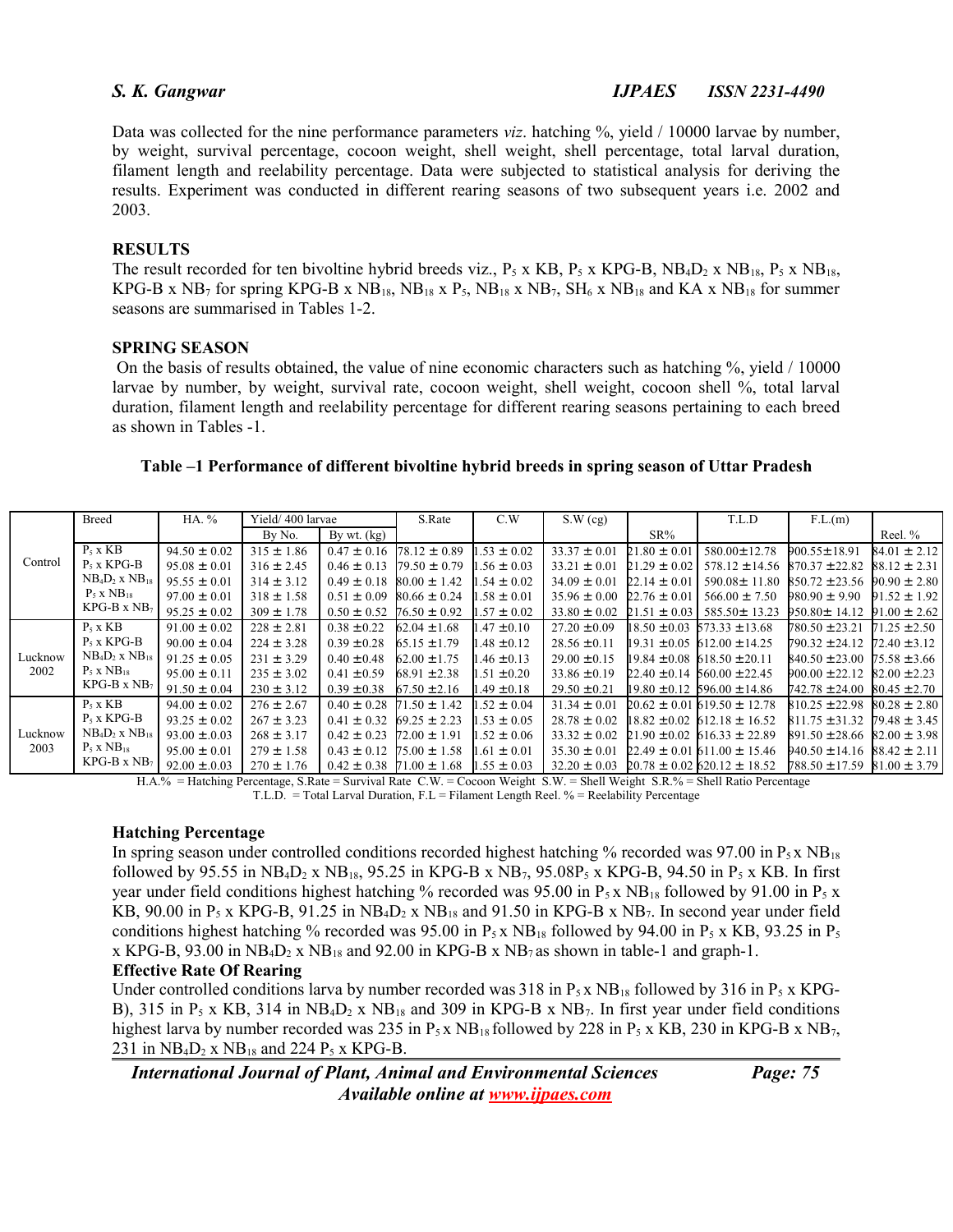Data was collected for the nine performance parameters *viz*. hatching %, yield / 10000 larvae by number, by weight, survival percentage, cocoon weight, shell weight, shell percentage, total larval duration, filament length and reelability percentage. Data were subjected to statistical analysis for deriving the results. Experiment was conducted in different rearing seasons of two subsequent years i.e. 2002 and 2003.

## RESULTS

The result recorded for ten bivoltine hybrid breeds viz., $P_5$ x KB, $P_5$ x KPG-B, $NB_4D_2$ x $NB_{18}$, $P_5$ x $NB_{18}$, KPG-B x $NB_7$ for spring KPG-B x $NB_{18}$, $NB_{18}$ x $P_5$, $NB_{18}$ x $NB_7$, $SH_6$ x $NB_{18}$ and KA x $NB_{18}$ for summer seasons are summarised in Tables 1-2.

## SPRING SEASON

On the basis of results obtained, the value of nine economic characters such as hatching %, yield / 10000 larvae by number, by weight, survival rate, cocoon weight, shell weight, cocoon shell %, total larval duration, filament length and reelability percentage for different rearing seasons pertaining to each breed as shown in Tables -1.

**Table –1 Performance of different bivoltine hybrid breeds in spring season of Uttar Pradesh**

| | Breed | HA. % | Yield/ 400 larvae | | S.Rate | C.W | S.W (cg) | SR% | T.L.D | F.L.(m) | Reel. % |
|---|---|---|---|---|---|---|---|---|---|---|---|
| | | | By No. | By wt. (kg) | | | | | | | |
| Control | $P_5$ x KB | 94.50 ± 0.02 | 315 ± 1.86 | 0.47 ± 0.16 | 78.12 ± 0.89 | 1.53 ± 0.02 | 33.37 ± 0.01 | 21.80 ± 0.01 | 580.00±12.78 | 900.55±18.91 | 84.01 ± 2.12 |
| | $P_5$ x KPG-B | 95.08 ± 0.01 | 316 ± 2.45 | 0.46 ± 0.13 | 79.50 ± 0.79 | 1.56 ± 0.03 | 33.21 ± 0.01 | 21.29 ± 0.02 | 578.12 ±14.56 | 870.37 ±22.82 | 88.12 ± 2.31 |
| | $NB_4D_2$ x $NB_{18}$ | 95.55 ± 0.01 | 314 ± 3.12 | 0.49 ± 0.18 | 80.00 ± 1.42 | 1.54 ± 0.02 | 34.09 ± 0.01 | 22.14 ± 0.01 | 590.08± 11.80 | 850.72 ±23.56 | 90.90 ± 2.80 |
| | $P_5$ x $NB_{18}$ | 97.00 ± 0.01 | 318 ± 1.58 | 0.51 ± 0.09 | 80.66 ± 0.24 | 1.58 ± 0.01 | 35.96 ± 0.00 | 22.76 ± 0.01 | 566.00 ± 7.50 | 980.90 ± 9.90 | 91.52 ± 1.92 |
| | KPG-B x $NB_7$ | 95.25 ± 0.02 | 309 ± 1.78 | 0.50 ± 0.52 | 76.50 ± 0.92 | 1.57 ± 0.02 | 33.80 ± 0.02 | 21.51 ± 0.03 | 585.50± 13.23 | 950.80± 14.12 | 91.00 ± 2.62 |
| Lucknow 2002 | $P_5$ x KB | 91.00 ± 0.02 | 228 ± 2.81 | 0.38 ±0.22 | 62.04 ±1.68 | 1.47 ±0.10 | 27.20 ±0.09 | 18.50 ±0.03 | 573.33 ±13.68 | 780.50 ±23.21 | 71.25 ±2.50 |
| | $P_5$ x KPG-B | 90.00 ± 0.04 | 224 ± 3.28 | 0.39 ±0.28 | 65.15 ±1.79 | 1.48 ±0.12 | 28.56 ±0.11 | 19.31 ±0.05 | 612.00 ±14.25 | 790.32 ±24.12 | 72.40 ±3.12 |
| | $NB_4D_2$ x $NB_{18}$ | 91.25 ± 0.05 | 231 ± 3.29 | 0.40 ±0.48 | 62.00 ±1.75 | 1.46 ±0.13 | 29.00 ±0.15 | 19.84 ±0.08 | 618.50 ±20.11 | 840.50 ±23.00 | 75.58 ±3.66 |
| | $P_5$ x $NB_{18}$ | 95.00 ± 0.11 | 235 ± 3.02 | 0.41 ±0.59 | 68.91 ±2.38 | 1.51 ±0.20 | 33.86 ±0.19 | 22.40 ±0.14 | 560.00 ±22.45 | 900.00 ±22.12 | 82.00 ±2.23 |
| | KPG-B x $NB_7$ | 91.50 ± 0.04 | 230 ± 3.12 | 0.39 ±0.38 | 67.50 ±2.16 | 1.49 ±0.18 | 29.50 ±0.21 | 19.80 ±0.12 | 596.00 ±14.86 | 742.78 ±24.00 | 80.45 ±2.70 |
| Lucknow 2003 | $P_5$ x KB | 94.00 ± 0.02 | 276 ± 2.67 | 0.40 ± 0.28 | 71.50 ± 1.42 | 1.52 ± 0.04 | 31.34 ± 0.01 | 20.62 ± 0.01 | 619.50 ± 12.78 | 810.25 ±22.98 | 80.28 ± 2.80 |
| | $P_5$ x KPG-B | 93.25 ± 0.02 | 267 ± 3.23 | 0.41 ± 0.32 | 69.25 ± 2.23 | 1.53 ± 0.05 | 28.78 ± 0.02 | 18.82 ±0.02 | 612.18 ± 16.52 | 811.75 ±31.32 | 79.48 ± 3.45 |
| | $NB_4D_2$ x $NB_{18}$ | 93.00 ±0.03 | 268 ± 3.17 | 0.42 ± 0.23 | 72.00 ± 1.91 | 1.52 ± 0.06 | 33.32 ± 0.02 | 21.90 ±0.02 | 616.33 ± 22.89 | 891.50 ±28.66 | 82.00 ± 3.98 |
| | $P_5$ x $NB_{18}$ | 95.00 ± 0.01 | 279 ± 1.58 | 0.43 ± 0.12 | 75.00 ± 1.58 | 1.61 ± 0.01 | 35.30 ± 0.01 | 22.49 ± 0.01 | 611.00 ± 15.46 | 940.50 ±14.16 | 88.42 ± 2.11 |
| | KPG-B x $NB_7$ | 92.00 ±0.03 | 270 ± 1.76 | 0.42 ± 0.38 | 71.00 ± 1.68 | 1.55 ± 0.03 | 32.20 ± 0.03 | 20.78 ± 0.02 | 620.12 ± 18.52 | 788.50 ±17.59 | 81.00 ± 3.79 |

H.A.% = Hatching Percentage, S.Rate = Survival Rate C.W. = Cocoon Weight S.W. = Shell Weight S.R.% = Shell Ratio Percentage
T.L.D. = Total Larval Duration, F.L = Filament Length Reel. % = Reelability Percentage

### Hatching Percentage

In spring season under controlled conditions recorded highest hatching % recorded was 97.00 in $P_5$ x $NB_{18}$ followed by 95.55 in $NB_4D_2$ x $NB_{18}$, 95.25 in KPG-B x $NB_7$, 95.08$P_5$ x KPG-B, 94.50 in $P_5$ x KB. In first year under field conditions highest hatching % recorded was 95.00 in $P_5$ x $NB_{18}$ followed by 91.00 in $P_5$ x KB, 90.00 in $P_5$ x KPG-B, 91.25 in $NB_4D_2$ x $NB_{18}$ and 91.50 in KPG-B x $NB_7$. In second year under field conditions highest hatching % recorded was 95.00 in $P_5$ x $NB_{18}$ followed by 94.00 in $P_5$ x KB, 93.25 in $P_5$ x KPG-B, 93.00 in $NB_4D_2$ x $NB_{18}$ and 92.00 in KPG-B x $NB_7$ as shown in table-1 and graph-1.

### Effective Rate Of Rearing

Under controlled conditions larva by number recorded was 318 in $P_5$ x $NB_{18}$ followed by 316 in $P_5$ x KPG-B), 315 in $P_5$ x KB, 314 in $NB_4D_2$ x $NB_{18}$ and 309 in KPG-B x $NB_7$. In first year under field conditions highest larva by number recorded was 235 in $P_5$ x $NB_{18}$ followed by 228 in $P_5$ x KB, 230 in KPG-B x $NB_7$, 231 in $NB_4D_2$ x $NB_{18}$ and 224 $P_5$ x KPG-B.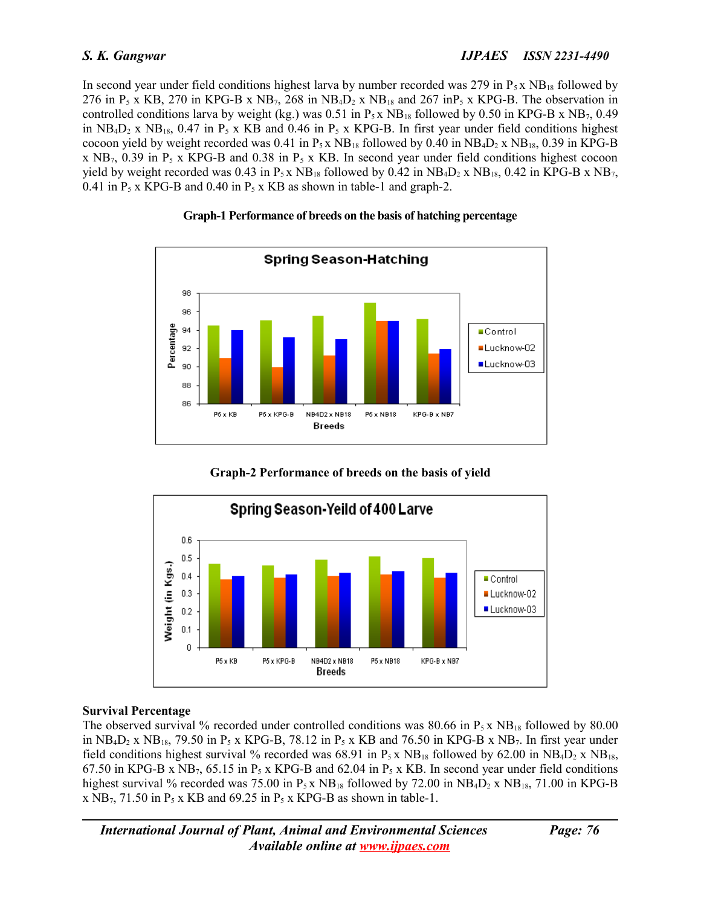In second year under field conditions highest larva by number recorded was 279 in $P_5$ x $NB_{18}$ followed by 276 in $P_5$ x KB, 270 in KPG-B x $NB_7$, 268 in $NB_4D_2$ x $NB_{18}$ and 267 in$P_5$ x KPG-B. The observation in controlled conditions larva by weight (kg.) was 0.51 in $P_5$ x $NB_{18}$ followed by 0.50 in KPG-B x $NB_7$, 0.49 in $NB_4D_2$ x $NB_{18}$, 0.47 in $P_5$ x KB and 0.46 in $P_5$ x KPG-B. In first year under field conditions highest cocoon yield by weight recorded was 0.41 in $P_5$ x $NB_{18}$ followed by 0.40 in $NB_4D_2$ x $NB_{18}$, 0.39 in KPG-B x $NB_7$, 0.39 in $P_5$ x KPG-B and 0.38 in $P_5$ x KB. In second year under field conditions highest cocoon yield by weight recorded was 0.43 in $P_5$ x $NB_{18}$ followed by 0.42 in $NB_4D_2$ x $NB_{18}$, 0.42 in KPG-B x $NB_7$, 0.41 in $P_5$ x KPG-B and 0.40 in $P_5$ x KB as shown in table-1 and graph-2.

**Graph-1 Performance of breeds on the basis of hatching percentage**

**Graph-2 Performance of breeds on the basis of yield**

### Survival Percentage

The observed survival % recorded under controlled conditions was 80.66 in $P_5$ x $NB_{18}$ followed by 80.00 in $NB_4D_2$ x $NB_{18}$, 79.50 in $P_5$ x KPG-B, 78.12 in $P_5$ x KB and 76.50 in KPG-B x $NB_7$. In first year under field conditions highest survival % recorded was 68.91 in $P_5$ x $NB_{18}$ followed by 62.00 in $NB_4D_2$ x $NB_{18}$, 67.50 in KPG-B x $NB_7$, 65.15 in $P_5$ x KPG-B and 62.04 in $P_5$ x KB. In second year under field conditions highest survival % recorded was 75.00 in $P_5$ x $NB_{18}$ followed by 72.00 in $NB_4D_2$ x $NB_{18}$, 71.00 in KPG-B x $NB_7$, 71.50 in $P_5$ x KB and 69.25 in $P_5$ x KPG-B as shown in table-1.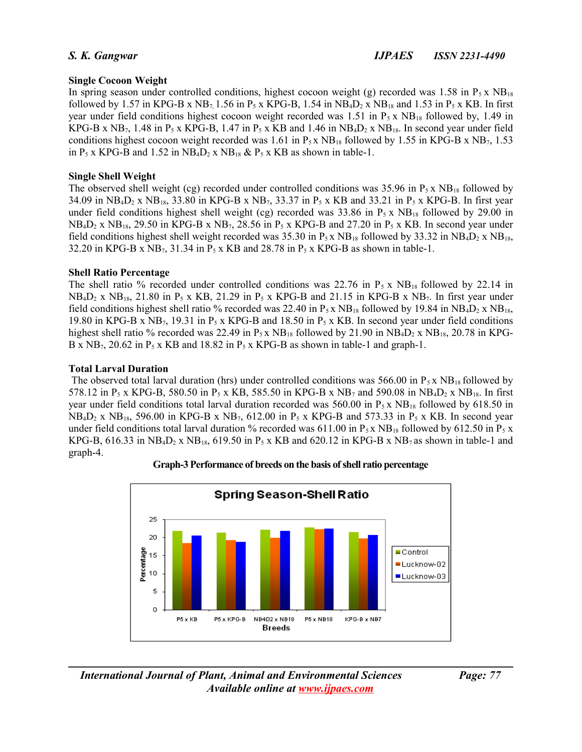### Single Cocoon Weight

In spring season under controlled conditions, highest cocoon weight (g) recorded was 1.58 in $P_5$ x $NB_{18}$ followed by 1.57 in KPG-B x $NB_7$, 1.56 in $P_5$ x KPG-B, 1.54 in $NB_4D_2$ x $NB_{18}$ and 1.53 in $P_5$ x KB. In first year under field conditions highest cocoon weight recorded was 1.51 in $P_5$ x $NB_{18}$ followed by, 1.49 in KPG-B x $NB_7$, 1.48 in $P_5$ x KPG-B, 1.47 in $P_5$ x KB and 1.46 in $NB_4D_2$ x $NB_{18}$. In second year under field conditions highest cocoon weight recorded was 1.61 in $P_5$ x $NB_{18}$ followed by 1.55 in KPG-B x $NB_7$, 1.53 in $P_5$ x KPG-B and 1.52 in $NB_4D_2$ x $NB_{18}$ & $P_5$ x KB as shown in table-1.

### Single Shell Weight

The observed shell weight (cg) recorded under controlled conditions was 35.96 in $P_5$ x $NB_{18}$ followed by 34.09 in $NB_4D_2$ x $NB_{18}$, 33.80 in KPG-B x $NB_7$, 33.37 in $P_5$ x KB and 33.21 in $P_5$ x KPG-B. In first year under field conditions highest shell weight (cg) recorded was 33.86 in $P_5$ x $NB_{18}$ followed by 29.00 in $NB_4D_2$ x $NB_{18}$, 29.50 in KPG-B x $NB_7$, 28.56 in $P_5$ x KPG-B and 27.20 in $P_5$ x KB. In second year under field conditions highest shell weight recorded was 35.30 in $P_5$ x $NB_{18}$ followed by 33.32 in $NB_4D_2$ x $NB_{18}$, 32.20 in KPG-B x $NB_7$, 31.34 in $P_5$ x KB and 28.78 in $P_5$ x KPG-B as shown in table-1.

### Shell Ratio Percentage

The shell ratio % recorded under controlled conditions was 22.76 in $P_5$ x $NB_{18}$ followed by 22.14 in $NB_4D_2$ x $NB_{18}$, 21.80 in $P_5$ x KB, 21.29 in $P_5$ x KPG-B and 21.15 in KPG-B x $NB_7$. In first year under field conditions highest shell ratio % recorded was 22.40 in $P_5$ x $NB_{18}$ followed by 19.84 in $NB_4D_2$ x $NB_{18}$, 19.80 in KPG-B x $NB_7$, 19.31 in $P_5$ x KPG-B and 18.50 in $P_5$ x KB. In second year under field conditions highest shell ratio % recorded was 22.49 in $P_5$ x $NB_{18}$ followed by 21.90 in $NB_4D_2$ x $NB_{18}$, 20.78 in KPG-B x $NB_7$, 20.62 in $P_5$ x KB and 18.82 in $P_5$ x KPG-B as shown in table-1 and graph-1.

### Total Larval Duration

The observed total larval duration (hrs) under controlled conditions was 566.00 in $P_5$ x $NB_{18}$ followed by 578.12 in $P_5$ x KPG-B, 580.50 in $P_5$ x KB, 585.50 in KPG-B x $NB_7$ and 590.08 in $NB_4D_2$ x $NB_{18}$. In first year under field conditions total larval duration recorded was 560.00 in $P_5$ x $NB_{18}$ followed by 618.50 in $NB_4D_2$ x $NB_{18}$, 596.00 in KPG-B x $NB_7$, 612.00 in $P_5$ x KPG-B and 573.33 in $P_5$ x KB. In second year under field conditions total larval duration % recorded was 611.00 in $P_5$ x $NB_{18}$ followed by 612.50 in $P_5$ x KPG-B, 616.33 in $NB_4D_2$ x $NB_{18}$, 619.50 in $P_5$ x KB and 620.12 in KPG-B x $NB_7$ as shown in table-1 and graph-4.

**Graph-3 Performance of breeds on the basis of shell ratio percentage**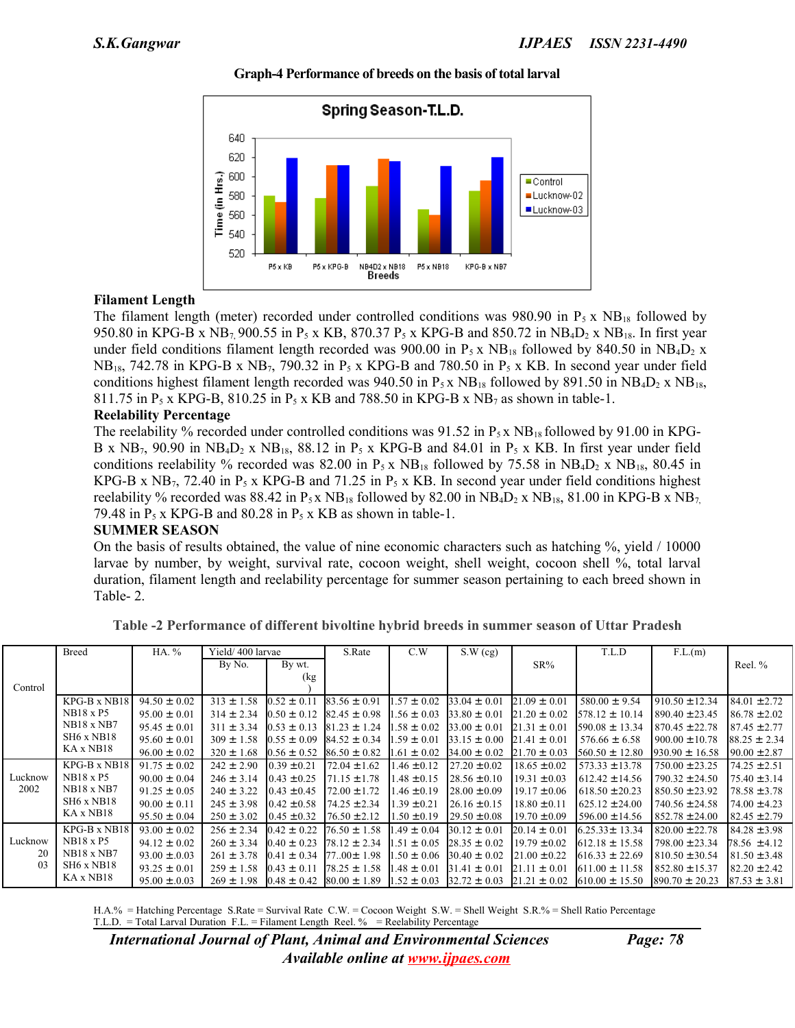**Graph-4 Performance of breeds on the basis of total larval**

### Filament Length

The filament length (meter) recorded under controlled conditions was 980.90 in $P_5$ x $NB_{18}$ followed by 950.80 in KPG-B x $NB_7$, 900.55 in $P_5$ x KB, 870.37 $P_5$ x KPG-B and 850.72 in $NB_4D_2$ x $NB_{18}$. In first year under field conditions filament length recorded was 900.00 in $P_5$ x $NB_{18}$ followed by 840.50 in $NB_4D_2$ x $NB_{18}$, 742.78 in KPG-B x $NB_7$, 790.32 in $P_5$ x KPG-B and 780.50 in $P_5$ x KB. In second year under field conditions highest filament length recorded was 940.50 in $P_5$ x $NB_{18}$ followed by 891.50 in $NB_4D_2$ x $NB_{18}$, 811.75 in $P_5$ x KPG-B, 810.25 in $P_5$ x KB and 788.50 in KPG-B x $NB_7$ as shown in table-1.

### Reelability Percentage

The reelability % recorded under controlled conditions was 91.52 in $P_5$ x $NB_{18}$ followed by 91.00 in KPG-B x $NB_7$, 90.90 in $NB_4D_2$ x $NB_{18}$, 88.12 in $P_5$ x KPG-B and 84.01 in $P_5$ x KB. In first year under field conditions reelability % recorded was 82.00 in $P_5$ x $NB_{18}$ followed by 75.58 in $NB_4D_2$ x $NB_{18}$, 80.45 in KPG-B x $NB_7$, 72.40 in $P_5$ x KPG-B and 71.25 in $P_5$ x KB. In second year under field conditions highest reelability % recorded was 88.42 in $P_5$ x $NB_{18}$ followed by 82.00 in $NB_4D_2$ x $NB_{18}$, 81.00 in KPG-B x $NB_7$, 79.48 in $P_5$ x KPG-B and 80.28 in $P_5$ x KB as shown in table-1.

### SUMMER SEASON

On the basis of results obtained, the value of nine economic characters such as hatching %, yield / 10000 larvae by number, by weight, survival rate, cocoon weight, shell weight, cocoon shell %, total larval duration, filament length and reelability percentage for summer season pertaining to each breed shown in Table- 2.

**Table -2 Performance of different bivoltine hybrid breeds in summer season of Uttar Pradesh**

| | Breed | HA. % | Yield/ 400 larvae | | S.Rate | C.W | S.W (cg) | SR% | T.L.D | F.L.(m) | Reel. % |
|---|---|---|---|---|---|---|---|---|---|---|---|
| | | | By No. | By wt. (kg) | | | | | | | |
| Control | KPG-B x NB18 | 94.50 ± 0.02 | 313 ± 1.58 | 0.52 ± 0.11 | 83.56 ± 0.91 | 1.57 ± 0.02 | 33.04 ± 0.01 | 21.09 ± 0.01 | 580.00 ± 9.54 | 910.50 ±12.34 | 84.01 ±2.72 |
| | NB18 x P5 | 95.00 ± 0.01 | 314 ± 2.34 | 0.50 ± 0.12 | 82.45 ± 0.98 | 1.56 ± 0.03 | 33.80 ± 0.01 | 21.20 ± 0.02 | 578.12 ± 10.14 | 890.40 ±23.45 | 86.78 ±2.02 |
| | NB18 x NB7 | 95.45 ± 0.01 | 311 ± 3.34 | 0.53 ± 0.13 | 81.23 ± 1.24 | 1.58 ± 0.02 | 33.00 ± 0.01 | 21.31 ± 0.01 | 590.08 ± 13.34 | 870.45 ±22.78 | 87.45 ±2.77 |
| | SH6 x NB18 | 95.60 ± 0.01 | 309 ± 1.58 | 0.55 ± 0.09 | 84.52 ± 0.34 | 1.59 ± 0.01 | 33.15 ± 0.00 | 21.41 ± 0.01 | 576.66 ± 6.58 | 900.00 ±10.78 | 88.25 ± 2.34 |
| | KA x NB18 | 96.00 ± 0.02 | 320 ± 1.68 | 0.56 ± 0.52 | 86.50 ± 0.82 | 1.61 ± 0.02 | 34.00 ± 0.02 | 21.70 ± 0.03 | 560.50 ± 12.80 | 930.90 ± 16.58 | 90.00 ±2.87 |
| Lucknow 2002 | KPG-B x NB18 | 91.75 ± 0.02 | 242 ± 2.90 | 0.39 ±0.21 | 72.04 ±1.62 | 1.46 ±0.12 | 27.20 ±0.02 | 18.65 ±0.02 | 573.33 ±13.78 | 750.00 ±23.25 | 74.25 ±2.51 |
| | NB18 x P5 | 90.00 ± 0.04 | 246 ± 3.14 | 0.43 ±0.25 | 71.15 ±1.78 | 1.48 ±0.15 | 28.56 ±0.10 | 19.31 ±0.03 | 612.42 ±14.56 | 790.32 ±24.50 | 75.40 ±3.14 |
| | NB18 x NB7 | 91.25 ± 0.05 | 240 ± 3.22 | 0.43 ±0.45 | 72.00 ±1.72 | 1.46 ±0.19 | 28.00 ±0.09 | 19.17 ±0.06 | 618.50 ±20.23 | 850.50 ±23.92 | 78.58 ±3.78 |
| | SH6 x NB18 | 90.00 ± 0.11 | 245 ± 3.98 | 0.42 ±0.58 | 74.25 ±2.34 | 1.39 ±0.21 | 26.16 ±0.15 | 18.80 ±0.11 | 625.12 ±24.00 | 740.56 ±24.58 | 74.00 ±4.23 |
| | KA x NB18 | 95.50 ± 0.04 | 250 ± 3.02 | 0.45 ±0.32 | 76.50 ±2.12 | 1.50 ±0.19 | 29.50 ±0.08 | 19.70 ±0.09 | 596.00 ±14.56 | 852.78 ±24.00 | 82.45 ±2.79 |
| Lucknow 2003 | KPG-B x NB18 | 93.00 ± 0.02 | 256 ± 2.34 | 0.42 ± 0.22 | 76.50 ± 1.58 | 1.49 ± 0.04 | 30.12 ± 0.01 | 20.14 ± 0.01 | 6.25.33± 13.34 | 820.00 ±22.78 | 84.28 ±3.98 |
| | NB18 x P5 | 94.12 ± 0.02 | 260 ± 3.34 | 0.40 ± 0.23 | 78.12 ± 2.34 | 1.51 ± 0.05 | 28.35 ± 0.02 | 19.79 ±0.02 | 612.18 ± 15.58 | 798.00 ±23.34 | 78.56 ±4.12 |
| | NB18 x NB7 | 93.00 ±0.03 | 261 ± 3.78 | 0.41 ± 0.34 | 77..00± 1.98 | 1.50 ± 0.06 | 30.40 ± 0.02 | 21.00 ±0.22 | 616.33 ± 22.69 | 810.50 ±30.54 | 81.50 ±3.48 |
| | SH6 x NB18 | 93.25 ± 0.01 | 259 ± 1.58 | 0.43 ± 0.11 | 78.25 ± 1.58 | 1.48 ± 0.01 | 31.41 ± 0.01 | 21.11 ± 0.01 | 611.00 ± 11.58 | 852.80 ±15.37 | 82.20 ±2.42 |
| | KA x NB18 | 95.00 ±0.03 | 269 ± 1.98 | 0.48 ± 0.42 | 80.00 ± 1.89 | 1.52 ± 0.03 | 32.72 ± 0.03 | 21.21 ± 0.02 | 610.00 ± 15.50 | 890.70 ± 20.23 | 87.53 ± 3.81 |

H.A.% = Hatching Percentage S.Rate = Survival Rate C.W. = Cocoon Weight S.W. = Shell Weight S.R.% = Shell Ratio Percentage
T.L.D. = Total Larval Duration F.L. = Filament Length Reel. % = Reelability Percentage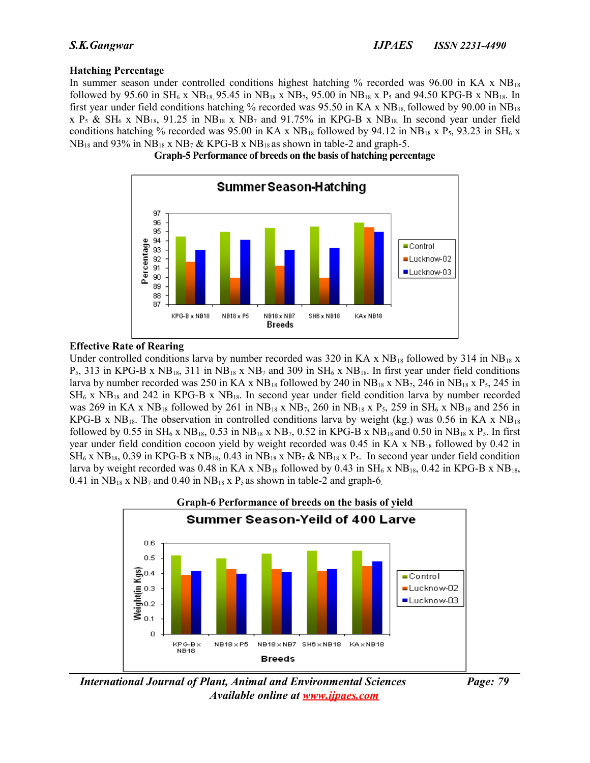**Hatching Percentage**

In summer season under controlled conditions highest hatching % recorded was 96.00 in KA x $NB_{18}$ followed by 95.60 in $SH_6$ x $NB_{18,}$ 95.45 in $NB_{18}$ x $NB_7$, 95.00 in $NB_{18}$ x $P_5$ and 94.50 KPG-B x $NB_{18}$. In first year under field conditions hatching % recorded was 95.50 in KA x $NB_{18,}$ followed by 90.00 in $NB_{18}$ x $P_5$ & $SH_6$ x $NB_{18}$, 91.25 in $NB_{18}$ x $NB_7$ and 91.75% in KPG-B x $NB_{18}$. In second year under field conditions hatching % recorded was 95.00 in KA x $NB_{18}$ followed by 94.12 in $NB_{18}$ x $P_5$, 93.23 in $SH_6$ x $NB_{18}$ and 93% in $NB_{18}$ x $NB_7$ & KPG-B x $NB_{18}$ as shown in table-2 and graph-5.

**Graph-5 Performance of breeds on the basis of hatching percentage**

**Effective Rate of Rearing**

Under controlled conditions larva by number recorded was 320 in KA x $NB_{18}$ followed by 314 in $NB_{18}$ x $P_5$, 313 in KPG-B x $NB_{18}$, 311 in $NB_{18}$ x $NB_7$ and 309 in $SH_6$ x $NB_{18}$. In first year under field conditions larva by number recorded was 250 in KA x $NB_{18}$ followed by 240 in $NB_{18}$ x $NB_7$, 246 in $NB_{18}$ x $P_5$, 245 in $SH_6$ x $NB_{18}$ and 242 in KPG-B x $NB_{18}$. In second year under field condition larva by number recorded was 269 in KA x $NB_{18}$ followed by 261 in $NB_{18}$ x $NB_7$, 260 in $NB_{18}$ x $P_5$, 259 in $SH_6$ x $NB_{18}$ and 256 in KPG-B x $NB_{18}$. The observation in controlled conditions larva by weight (kg.) was 0.56 in KA x $NB_{18}$ followed by 0.55 in $SH_6$ x $NB_{18}$, 0.53 in $NB_{18}$ x $NB_7$, 0.52 in KPG-B x $NB_{18}$ and 0.50 in $NB_{18}$ x $P_5$. In first year under field condition cocoon yield by weight recorded was 0.45 in KA x $NB_{18}$ followed by 0.42 in $SH_6$ x $NB_{18}$, 0.39 in KPG-B x $NB_{18}$, 0.43 in $NB_{18}$ x $NB_7$ & $NB_{18}$ x $P_5$. In second year under field condition larva by weight recorded was 0.48 in KA x $NB_{18}$ followed by 0.43 in $SH_6$ x $NB_{18}$, 0.42 in KPG-B x $NB_{18}$, 0.41 in $NB_{18}$ x $NB_7$ and 0.40 in $NB_{18}$ x $P_5$ as shown in table-2 and graph-6.

**Graph-6 Performance of breeds on the basis of yield**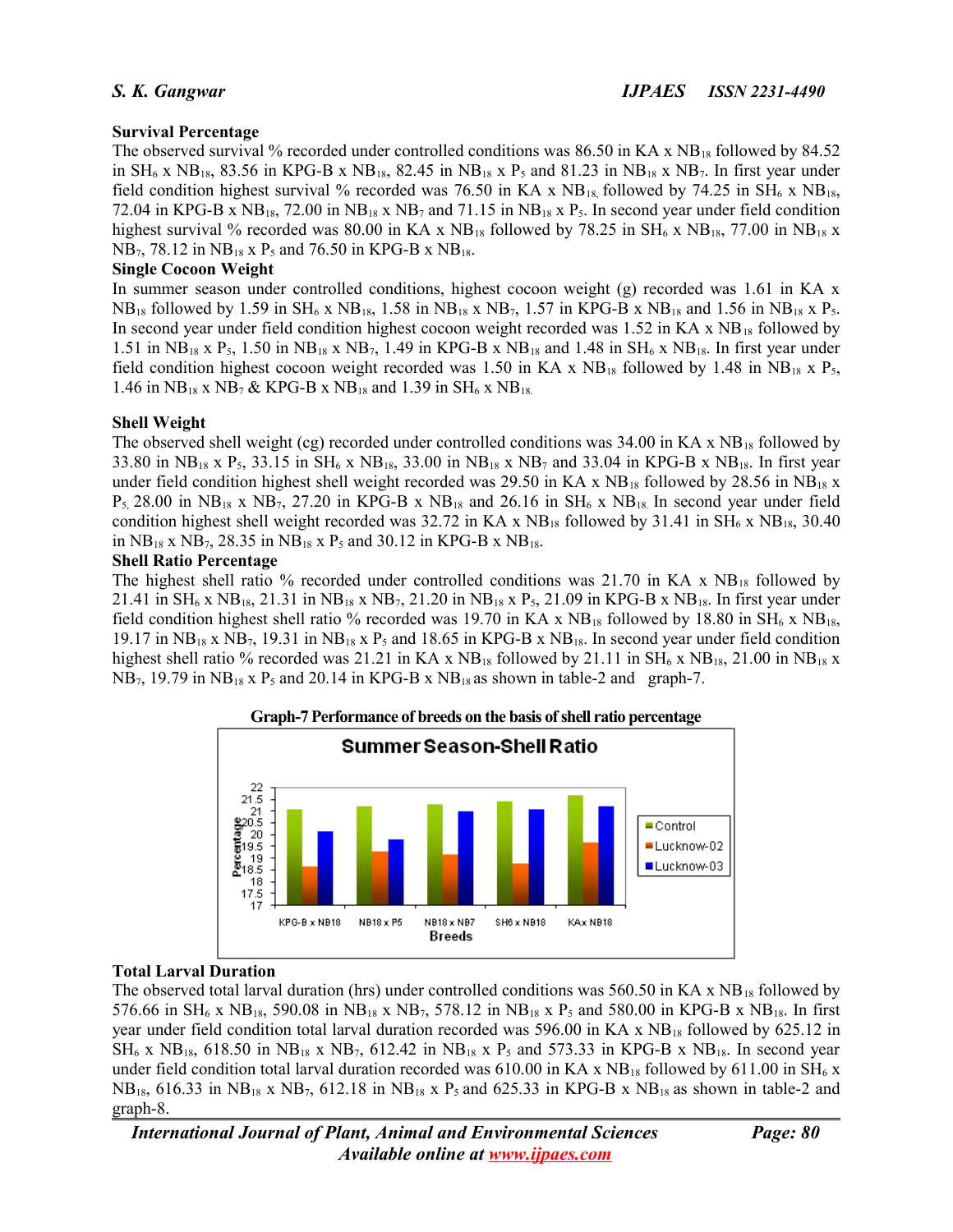### Survival Percentage

The observed survival % recorded under controlled conditions was 86.50 in KA x $NB_{18}$ followed by 84.52 in $SH_6$ x $NB_{18}$, 83.56 in KPG-B x $NB_{18}$, 82.45 in $NB_{18}$ x $P_5$ and 81.23 in $NB_{18}$ x $NB_7$. In first year under field condition highest survival % recorded was 76.50 in KA x $NB_{18}$ followed by 74.25 in $SH_6$ x $NB_{18}$, 72.04 in KPG-B x $NB_{18}$, 72.00 in $NB_{18}$ x $NB_7$ and 71.15 in $NB_{18}$ x $P_5$. In second year under field condition highest survival % recorded was 80.00 in KA x $NB_{18}$ followed by 78.25 in $SH_6$ x $NB_{18}$, 77.00 in $NB_{18}$ x $NB_7$, 78.12 in $NB_{18}$ x $P_5$ and 76.50 in KPG-B x $NB_{18}$.

### Single Cocoon Weight

In summer season under controlled conditions, highest cocoon weight (g) recorded was 1.61 in KA x $NB_{18}$ followed by 1.59 in $SH_6$ x $NB_{18}$, 1.58 in $NB_{18}$ x $NB_7$, 1.57 in KPG-B x $NB_{18}$ and 1.56 in $NB_{18}$ x $P_5$. In second year under field condition highest cocoon weight recorded was 1.52 in KA x $NB_{18}$ followed by 1.51 in $NB_{18}$ x $P_5$, 1.50 in $NB_{18}$ x $NB_7$, 1.49 in KPG-B x $NB_{18}$ and 1.48 in $SH_6$ x $NB_{18}$. In first year under field condition highest cocoon weight recorded was 1.50 in KA x $NB_{18}$ followed by 1.48 in $NB_{18}$ x $P_5$, 1.46 in $NB_{18}$ x $NB_7$ & KPG-B x $NB_{18}$ and 1.39 in $SH_6$ x $NB_{18}$.

### Shell Weight

The observed shell weight (cg) recorded under controlled conditions was 34.00 in KA x $NB_{18}$ followed by 33.80 in $NB_{18}$ x $P_5$, 33.15 in $SH_6$ x $NB_{18}$, 33.00 in $NB_{18}$ x $NB_7$ and 33.04 in KPG-B x $NB_{18}$. In first year under field condition highest shell weight recorded was 29.50 in KA x $NB_{18}$ followed by 28.56 in $NB_{18}$ x $P_5$, 28.00 in $NB_{18}$ x $NB_7$, 27.20 in KPG-B x $NB_{18}$ and 26.16 in $SH_6$ x $NB_{18}$. In second year under field condition highest shell weight recorded was 32.72 in KA x $NB_{18}$ followed by 31.41 in $SH_6$ x $NB_{18}$, 30.40 in $NB_{18}$ x $NB_7$, 28.35 in $NB_{18}$ x $P_5$ and 30.12 in KPG-B x $NB_{18}$.

### Shell Ratio Percentage

The highest shell ratio % recorded under controlled conditions was 21.70 in KA x $NB_{18}$ followed by 21.41 in $SH_6$ x $NB_{18}$, 21.31 in $NB_{18}$ x $NB_7$, 21.20 in $NB_{18}$ x $P_5$, 21.09 in KPG-B x $NB_{18}$. In first year under field condition highest shell ratio % recorded was 19.70 in KA x $NB_{18}$ followed by 18.80 in $SH_6$ x $NB_{18}$, 19.17 in $NB_{18}$ x $NB_7$, 19.31 in $NB_{18}$ x $P_5$ and 18.65 in KPG-B x $NB_{18}$. In second year under field condition highest shell ratio % recorded was 21.21 in KA x $NB_{18}$ followed by 21.11 in $SH_6$ x $NB_{18}$, 21.00 in $NB_{18}$ x $NB_7$, 19.79 in $NB_{18}$ x $P_5$ and 20.14 in KPG-B x $NB_{18}$ as shown in table-2 and graph-7.

**Graph-7 Performance of breeds on the basis of shell ratio percentage**

### Total Larval Duration

The observed total larval duration (hrs) under controlled conditions was 560.50 in KA x $NB_{18}$ followed by 576.66 in $SH_6$ x $NB_{18}$, 590.08 in $NB_{18}$ x $NB_7$, 578.12 in $NB_{18}$ x $P_5$ and 580.00 in KPG-B x $NB_{18}$. In first year under field condition total larval duration recorded was 596.00 in KA x $NB_{18}$ followed by 625.12 in $SH_6$ x $NB_{18}$, 618.50 in $NB_{18}$ x $NB_7$, 612.42 in $NB_{18}$ x $P_5$ and 573.33 in KPG-B x $NB_{18}$. In second year under field condition total larval duration recorded was 610.00 in KA x $NB_{18}$ followed by 611.00 in $SH_6$ x $NB_{18}$, 616.33 in $NB_{18}$ x $NB_7$, 612.18 in $NB_{18}$ x $P_5$ and 625.33 in KPG-B x $NB_{18}$ as shown in table-2 and graph-8.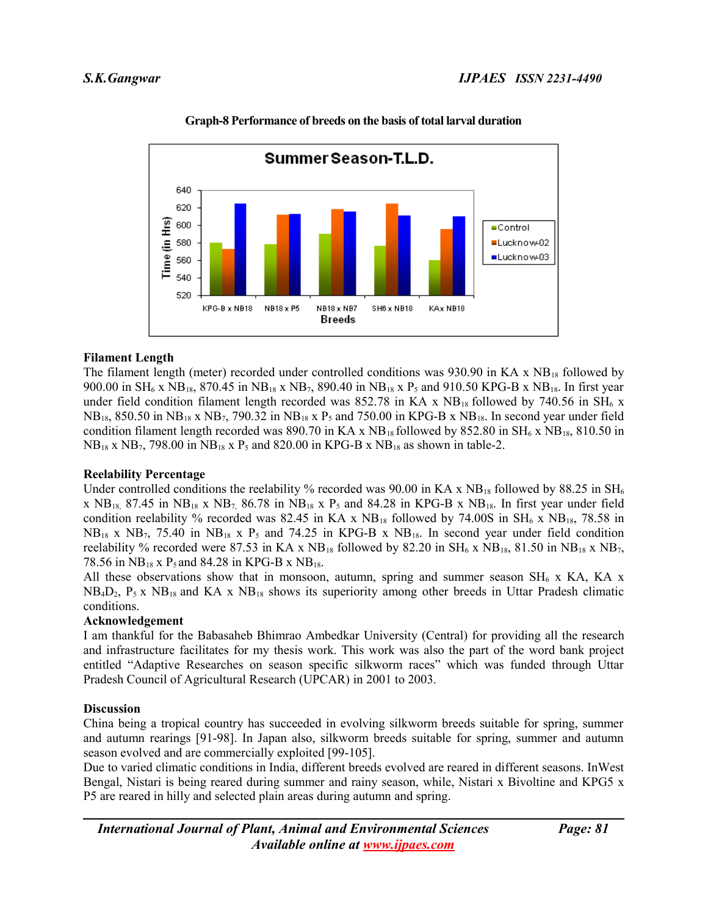**Graph-8 Performance of breeds on the basis of total larval duration**

### Filament Length

The filament length (meter) recorded under controlled conditions was 930.90 in KA x $NB_{18}$ followed by 900.00 in $SH_6$ x $NB_{18}$, 870.45 in $NB_{18}$ x $NB_7$, 890.40 in $NB_{18}$ x $P_5$ and 910.50 KPG-B x $NB_{18}$. In first year under field condition filament length recorded was 852.78 in KA x $NB_{18}$ followed by 740.56 in $SH_6$ x $NB_{18}$, 850.50 in $NB_{18}$ x $NB_7$, 790.32 in $NB_{18}$ x $P_5$ and 750.00 in KPG-B x $NB_{18}$. In second year under field condition filament length recorded was 890.70 in KA x $NB_{18}$ followed by 852.80 in $SH_6$ x $NB_{18}$, 810.50 in $NB_{18}$ x $NB_7$, 798.00 in $NB_{18}$ x $P_5$ and 820.00 in KPG-B x $NB_{18}$ as shown in table-2.

### Reelability Percentage

Under controlled conditions the reelability % recorded was 90.00 in KA x $NB_{18}$ followed by 88.25 in $SH_6$ x $NB_{18}$, 87.45 in $NB_{18}$ x $NB_7$, 86.78 in $NB_{18}$ x $P_5$ and 84.28 in KPG-B x $NB_{18}$. In first year under field condition reelability % recorded was 82.45 in KA x $NB_{18}$ followed by 74.00S in $SH_6$ x $NB_{18}$, 78.58 in $NB_{18}$ x $NB_7$, 75.40 in $NB_{18}$ x $P_5$ and 74.25 in KPG-B x $NB_{18}$. In second year under field condition reelability % recorded were 87.53 in KA x $NB_{18}$ followed by 82.20 in $SH_6$ x $NB_{18}$, 81.50 in $NB_{18}$ x $NB_7$, 78.56 in $NB_{18}$ x $P_5$ and 84.28 in KPG-B x $NB_{18}$.

All these observations show that in monsoon, autumn, spring and summer season $SH_6$ x KA, KA x $NB_4D_2$, $P_5$ x $NB_{18}$ and KA x $NB_{18}$ shows its superiority among other breeds in Uttar Pradesh climatic conditions.

### Acknowledgement

I am thankful for the Babasaheb Bhimrao Ambedkar University (Central) for providing all the research and infrastructure facilitates for my thesis work. This work was also the part of the word bank project entitled "Adaptive Researches on season specific silkworm races" which was funded through Uttar Pradesh Council of Agricultural Research (UPCAR) in 2001 to 2003.

### Discussion

China being a tropical country has succeeded in evolving silkworm breeds suitable for spring, summer and autumn rearings [91-98]. In Japan also, silkworm breeds suitable for spring, summer and autumn season evolved and are commercially exploited [99-105].

Due to varied climatic conditions in India, different breeds evolved are reared in different seasons. InWest Bengal, Nistari is being reared during summer and rainy season, while, Nistari x Bivoltine and KPG5 x P5 are reared in hilly and selected plain areas during autumn and spring.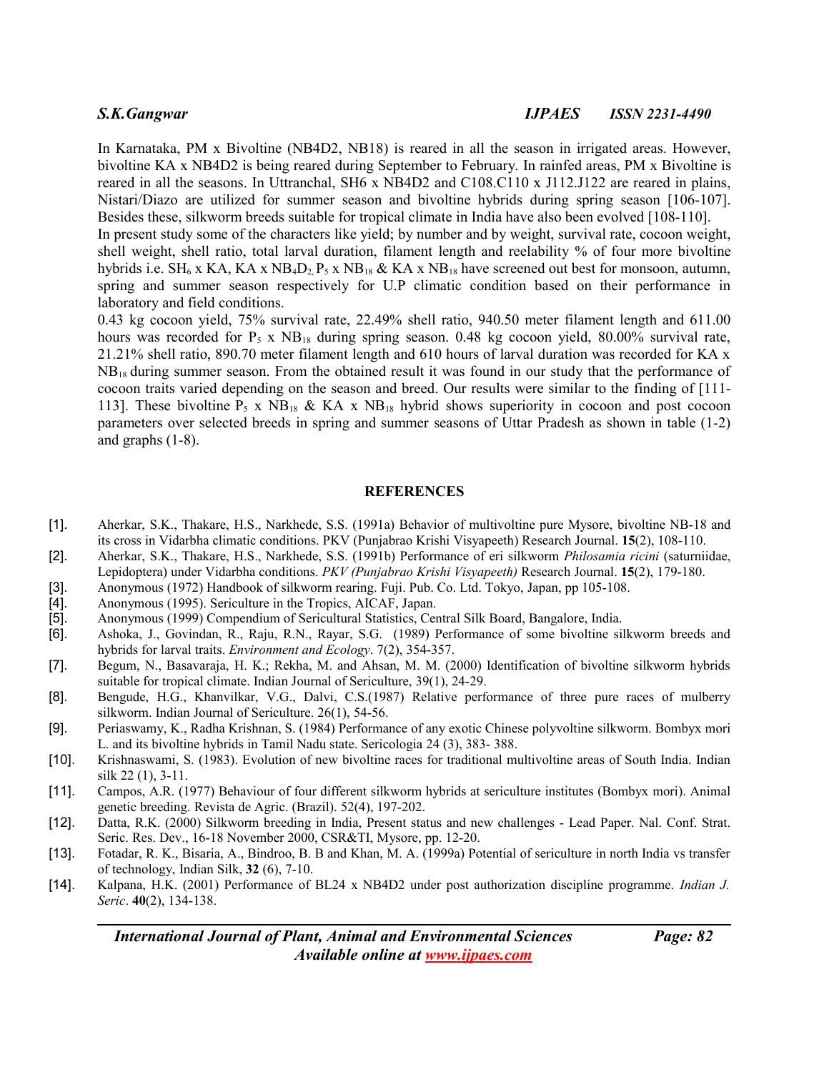In Karnataka, PM x Bivoltine (NB4D2, NB18) is reared in all the season in irrigated areas. However, bivoltine KA x NB4D2 is being reared during September to February. In rainfed areas, PM x Bivoltine is reared in all the seasons. In Uttranchal, SH6 x NB4D2 and C108.C110 x J112.J122 are reared in plains, Nistari/Diazo are utilized for summer season and bivoltine hybrids during spring season [106-107]. Besides these, silkworm breeds suitable for tropical climate in India have also been evolved [108-110].

In present study some of the characters like yield; by number and by weight, survival rate, cocoon weight, shell weight, shell ratio, total larval duration, filament length and reelability % of four more bivoltine hybrids i.e. $SH_6$ x KA, KA x $NB_4D_2$, $P_5$ x $NB_{18}$ & KA x $NB_{18}$ have screened out best for monsoon, autumn, spring and summer season respectively for U.P climatic condition based on their performance in laboratory and field conditions.

0.43 kg cocoon yield, 75% survival rate, 22.49% shell ratio, 940.50 meter filament length and 611.00 hours was recorded for $P_5$ x $NB_{18}$ during spring season. 0.48 kg cocoon yield, 80.00% survival rate, 21.21% shell ratio, 890.70 meter filament length and 610 hours of larval duration was recorded for KA x $NB_{18}$ during summer season. From the obtained result it was found in our study that the performance of cocoon traits varied depending on the season and breed. Our results were similar to the finding of [111-113]. These bivoltine $P_5$ x $NB_{18}$ & KA x $NB_{18}$ hybrid shows superiority in cocoon and post cocoon parameters over selected breeds in spring and summer seasons of Uttar Pradesh as shown in table (1-2) and graphs (1-8).

## REFERENCES

[1]. Aherkar, S.K., Thakare, H.S., Narkhede, S.S. (1991a) Behavior of multivoltine pure Mysore, bivoltine NB-18 and its cross in Vidarbha climatic conditions. PKV (Punjabrao Krishi Visyapeeth) Research Journal. **15**(2), 108-110.

[2]. Aherkar, S.K., Thakare, H.S., Narkhede, S.S. (1991b) Performance of eri silkworm *Philosamia ricini* (saturniidae, Lepidoptera) under Vidarbha conditions. *PKV (Punjabrao Krishi Visyapeeth)* Research Journal. **15**(2), 179-180.

[3]. Anonymous (1972) Handbook of silkworm rearing. Fuji. Pub. Co. Ltd. Tokyo, Japan, pp 105-108.

[4]. Anonymous (1995). Sericulture in the Tropics, AICAF, Japan.

[5]. Anonymous (1999) Compendium of Sericultural Statistics, Central Silk Board, Bangalore, India.

[6]. Ashoka, J., Govindan, R., Raju, R.N., Rayar, S.G. (1989) Performance of some bivoltine silkworm breeds and hybrids for larval traits. *Environment and Ecology*. 7(2), 354-357.

[7]. Begum, N., Basavaraja, H. K.; Rekha, M. and Ahsan, M. M. (2000) Identification of bivoltine silkworm hybrids suitable for tropical climate. Indian Journal of Sericulture, 39(1), 24-29.

[8]. Bengude, H.G., Khanvilkar, V.G., Dalvi, C.S.(1987) Relative performance of three pure races of mulberry silkworm. Indian Journal of Sericulture. 26(1), 54-56.

[9]. Periaswamy, K., Radha Krishnan, S. (1984) Performance of any exotic Chinese polyvoltine silkworm. Bombyx mori L. and its bivoltine hybrids in Tamil Nadu state. Sericologia 24 (3), 383- 388.

[10]. Krishnaswami, S. (1983). Evolution of new bivoltine races for traditional multivoltine areas of South India. Indian silk 22 (1), 3-11.

[11]. Campos, A.R. (1977) Behaviour of four different silkworm hybrids at sericulture institutes (Bombyx mori). Animal genetic breeding. Revista de Agric. (Brazil). 52(4), 197-202.

[12]. Datta, R.K. (2000) Silkworm breeding in India, Present status and new challenges - Lead Paper. Nal. Conf. Strat. Seric. Res. Dev., 16-18 November 2000, CSR&TI, Mysore, pp. 12-20.

[13]. Fotadar, R. K., Bisaria, A., Bindroo, B. B and Khan, M. A. (1999a) Potential of sericulture in north India vs transfer of technology, Indian Silk, **32** (6), 7-10.

[14]. Kalpana, H.K. (2001) Performance of BL24 x NB4D2 under post authorization discipline programme. *Indian J. Seric*. **40**(2), 134-138.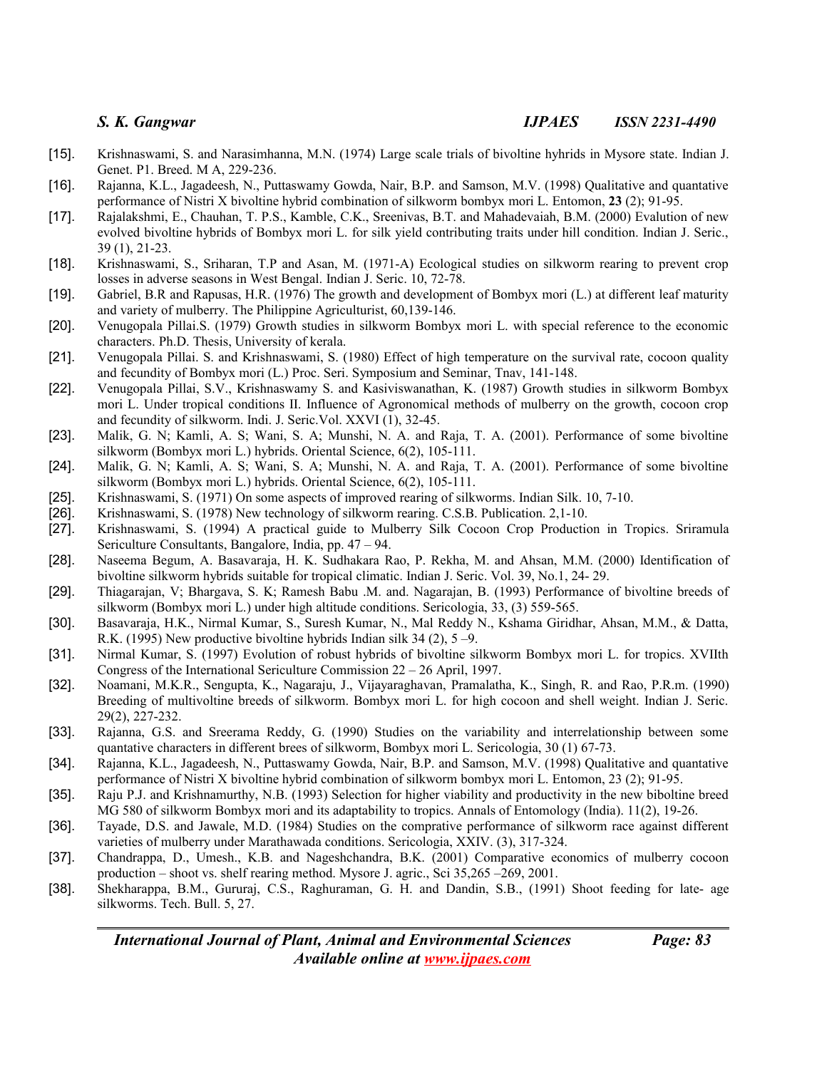[15]. Krishnaswami, S. and Narasimhanna, M.N. (1974) Large scale trials of bivoltine hyhrids in Mysore state. Indian J. Genet. P1. Breed. M A, 229-236.

[16]. Rajanna, K.L., Jagadeesh, N., Puttaswamy Gowda, Nair, B.P. and Samson, M.V. (1998) Qualitative and quantative performance of Nistri X bivoltine hybrid combination of silkworm bombyx mori L. Entomon, **23** (2); 91-95.

[17]. Rajalakshmi, E., Chauhan, T. P.S., Kamble, C.K., Sreenivas, B.T. and Mahadevaiah, B.M. (2000) Evalution of new evolved bivoltine hybrids of Bombyx mori L. for silk yield contributing traits under hill condition. Indian J. Seric., 39 (1), 21-23.

[18]. Krishnaswami, S., Sriharan, T.P and Asan, M. (1971-A) Ecological studies on silkworm rearing to prevent crop losses in adverse seasons in West Bengal. Indian J. Seric. 10, 72-78.

[19]. Gabriel, B.R and Rapusas, H.R. (1976) The growth and development of Bombyx mori (L.) at different leaf maturity and variety of mulberry. The Philippine Agriculturist, 60,139-146.

[20]. Venugopala Pillai.S. (1979) Growth studies in silkworm Bombyx mori L. with special reference to the economic characters. Ph.D. Thesis, University of kerala.

[21]. Venugopala Pillai. S. and Krishnaswami, S. (1980) Effect of high temperature on the survival rate, cocoon quality and fecundity of Bombyx mori (L.) Proc. Seri. Symposium and Seminar, Tnav, 141-148.

[22]. Venugopala Pillai, S.V., Krishnaswamy S. and Kasiviswanathan, K. (1987) Growth studies in silkworm Bombyx mori L. Under tropical conditions II. Influence of Agronomical methods of mulberry on the growth, cocoon crop and fecundity of silkworm. Indi. J. Seric.Vol. XXVI (1), 32-45.

[23]. Malik, G. N; Kamli, A. S; Wani, S. A; Munshi, N. A. and Raja, T. A. (2001). Performance of some bivoltine silkworm (Bombyx mori L.) hybrids. Oriental Science, 6(2), 105-111.

[24]. Malik, G. N; Kamli, A. S; Wani, S. A; Munshi, N. A. and Raja, T. A. (2001). Performance of some bivoltine silkworm (Bombyx mori L.) hybrids. Oriental Science, 6(2), 105-111.

[25]. Krishnaswami, S. (1971) On some aspects of improved rearing of silkworms. Indian Silk. 10, 7-10.

[26]. Krishnaswami, S. (1978) New technology of silkworm rearing. C.S.B. Publication. 2,1-10.

[27]. Krishnaswami, S. (1994) A practical guide to Mulberry Silk Cocoon Crop Production in Tropics. Sriramula Sericulture Consultants, Bangalore, India, pp. 47 – 94.

[28]. Naseema Begum, A. Basavaraja, H. K. Sudhakara Rao, P. Rekha, M. and Ahsan, M.M. (2000) Identification of bivoltine silkworm hybrids suitable for tropical climatic. Indian J. Seric. Vol. 39, No.1, 24- 29.

[29]. Thiagarajan, V; Bhargava, S. K; Ramesh Babu .M. and. Nagarajan, B. (1993) Performance of bivoltine breeds of silkworm (Bombyx mori L.) under high altitude conditions. Sericologia, 33, (3) 559-565.

[30]. Basavaraja, H.K., Nirmal Kumar, S., Suresh Kumar, N., Mal Reddy N., Kshama Giridhar, Ahsan, M.M., & Datta, R.K. (1995) New productive bivoltine hybrids Indian silk 34 (2), 5 –9.

[31]. Nirmal Kumar, S. (1997) Evolution of robust hybrids of bivoltine silkworm Bombyx mori L. for tropics. XVIIth Congress of the International Sericulture Commission 22 – 26 April, 1997.

[32]. Noamani, M.K.R., Sengupta, K., Nagaraju, J., Vijayaraghavan, Pramalatha, K., Singh, R. and Rao, P.R.m. (1990) Breeding of multivoltine breeds of silkworm. Bombyx mori L. for high cocoon and shell weight. Indian J. Seric. 29(2), 227-232.

[33]. Rajanna, G.S. and Sreerama Reddy, G. (1990) Studies on the variability and interrelationship between some quantative characters in different brees of silkworm, Bombyx mori L. Sericologia, 30 (1) 67-73.

[34]. Rajanna, K.L., Jagadeesh, N., Puttaswamy Gowda, Nair, B.P. and Samson, M.V. (1998) Qualitative and quantative performance of Nistri X bivoltine hybrid combination of silkworm bombyx mori L. Entomon, 23 (2); 91-95.

[35]. Raju P.J. and Krishnamurthy, N.B. (1993) Selection for higher viability and productivity in the new biboltine breed MG 580 of silkworm Bombyx mori and its adaptability to tropics. Annals of Entomology (India). 11(2), 19-26.

[36]. Tayade, D.S. and Jawale, M.D. (1984) Studies on the comprative performance of silkworm race against different varieties of mulberry under Marathawada conditions. Sericologia, XXIV. (3), 317-324.

[37]. Chandrappa, D., Umesh., K.B. and Nageshchandra, B.K. (2001) Comparative economics of mulberry cocoon production – shoot vs. shelf rearing method. Mysore J. agric., Sci 35,265 –269, 2001.

[38]. Shekharappa, B.M., Gururaj, C.S., Raghuraman, G. H. and Dandin, S.B., (1991) Shoot feeding for late- age silkworms. Tech. Bull. 5, 27.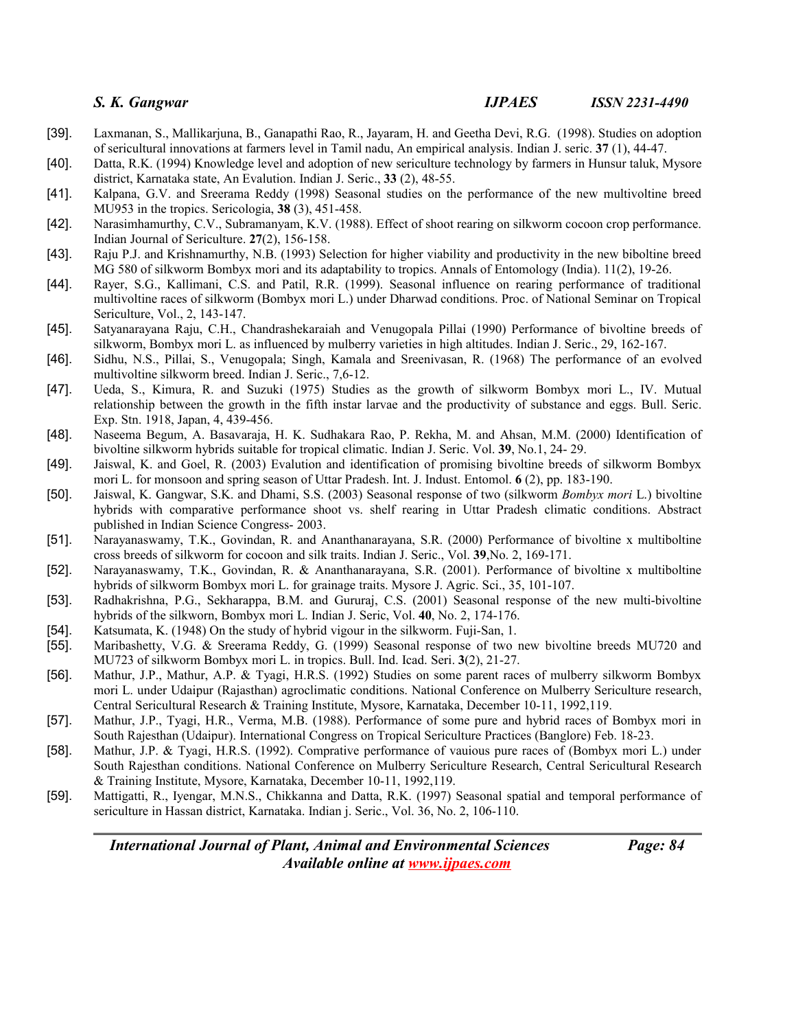[39]. Laxmanan, S., Mallikarjuna, B., Ganapathi Rao, R., Jayaram, H. and Geetha Devi, R.G. (1998). Studies on adoption of sericultural innovations at farmers level in Tamil nadu, An empirical analysis. Indian J. seric. **37** (1), 44-47.

[40]. Datta, R.K. (1994) Knowledge level and adoption of new sericulture technology by farmers in Hunsur taluk, Mysore district, Karnataka state, An Evalution. Indian J. Seric., **33** (2), 48-55.

[41]. Kalpana, G.V. and Sreerama Reddy (1998) Seasonal studies on the performance of the new multivoltine breed MU953 in the tropics. Sericologia, **38** (3), 451-458.

[42]. Narasimhamurthy, C.V., Subramanyam, K.V. (1988). Effect of shoot rearing on silkworm cocoon crop performance. Indian Journal of Sericulture. **27**(2), 156-158.

[43]. Raju P.J. and Krishnamurthy, N.B. (1993) Selection for higher viability and productivity in the new biboltine breed MG 580 of silkworm Bombyx mori and its adaptability to tropics. Annals of Entomology (India). 11(2), 19-26.

[44]. Rayer, S.G., Kallimani, C.S. and Patil, R.R. (1999). Seasonal influence on rearing performance of traditional multivoltine races of silkworm (Bombyx mori L.) under Dharwad conditions. Proc. of National Seminar on Tropical Sericulture, Vol., 2, 143-147.

[45]. Satyanarayana Raju, C.H., Chandrashekaraiah and Venugopala Pillai (1990) Performance of bivoltine breeds of silkworm, Bombyx mori L. as influenced by mulberry varieties in high altitudes. Indian J. Seric., 29, 162-167.

[46]. Sidhu, N.S., Pillai, S., Venugopala; Singh, Kamala and Sreenivasan, R. (1968) The performance of an evolved multivoltine silkworm breed. Indian J. Seric., 7,6-12.

[47]. Ueda, S., Kimura, R. and Suzuki (1975) Studies as the growth of silkworm Bombyx mori L., IV. Mutual relationship between the growth in the fifth instar larvae and the productivity of substance and eggs. Bull. Seric. Exp. Stn. 1918, Japan, 4, 439-456.

[48]. Naseema Begum, A. Basavaraja, H. K. Sudhakara Rao, P. Rekha, M. and Ahsan, M.M. (2000) Identification of bivoltine silkworm hybrids suitable for tropical climatic. Indian J. Seric. Vol. **39**, No.1, 24- 29.

[49]. Jaiswal, K. and Goel, R. (2003) Evalution and identification of promising bivoltine breeds of silkworm Bombyx mori L. for monsoon and spring season of Uttar Pradesh. Int. J. Indust. Entomol. **6** (2), pp. 183-190.

[50]. Jaiswal, K. Gangwar, S.K. and Dhami, S.S. (2003) Seasonal response of two (silkworm *Bombyx mori* L.) bivoltine hybrids with comparative performance shoot vs. shelf rearing in Uttar Pradesh climatic conditions. Abstract published in Indian Science Congress- 2003.

[51]. Narayanaswamy, T.K., Govindan, R. and Ananthanarayana, S.R. (2000) Performance of bivoltine x multiboltine cross breeds of silkworm for cocoon and silk traits. Indian J. Seric., Vol. **39**,No. 2, 169-171.

[52]. Narayanaswamy, T.K., Govindan, R. & Ananthanarayana, S.R. (2001). Performance of bivoltine x multiboltine hybrids of silkworm Bombyx mori L. for grainage traits. Mysore J. Agric. Sci., 35, 101-107.

[53]. Radhakrishna, P.G., Sekharappa, B.M. and Gururaj, C.S. (2001) Seasonal response of the new multi-bivoltine hybrids of the silkworn, Bombyx mori L. Indian J. Seric, Vol. **40**, No. 2, 174-176.

[54]. Katsumata, K. (1948) On the study of hybrid vigour in the silkworm. Fuji-San, 1.

[55]. Maribashetty, V.G. & Sreerama Reddy, G. (1999) Seasonal response of two new bivoltine breeds MU720 and MU723 of silkworm Bombyx mori L. in tropics. Bull. Ind. Icad. Seri. **3**(2), 21-27.

[56]. Mathur, J.P., Mathur, A.P. & Tyagi, H.R.S. (1992) Studies on some parent races of mulberry silkworm Bombyx mori L. under Udaipur (Rajasthan) agroclimatic conditions. National Conference on Mulberry Sericulture research, Central Sericultural Research & Training Institute, Mysore, Karnataka, December 10-11, 1992,119.

[57]. Mathur, J.P., Tyagi, H.R., Verma, M.B. (1988). Performance of some pure and hybrid races of Bombyx mori in South Rajesthan (Udaipur). International Congress on Tropical Sericulture Practices (Banglore) Feb. 18-23.

[58]. Mathur, J.P. & Tyagi, H.R.S. (1992). Comprative performance of vauious pure races of (Bombyx mori L.) under South Rajesthan conditions. National Conference on Mulberry Sericulture Research, Central Sericultural Research & Training Institute, Mysore, Karnataka, December 10-11, 1992,119.

[59]. Mattigatti, R., Iyengar, M.N.S., Chikkanna and Datta, R.K. (1997) Seasonal spatial and temporal performance of sericulture in Hassan district, Karnataka. Indian j. Seric., Vol. 36, No. 2, 106-110.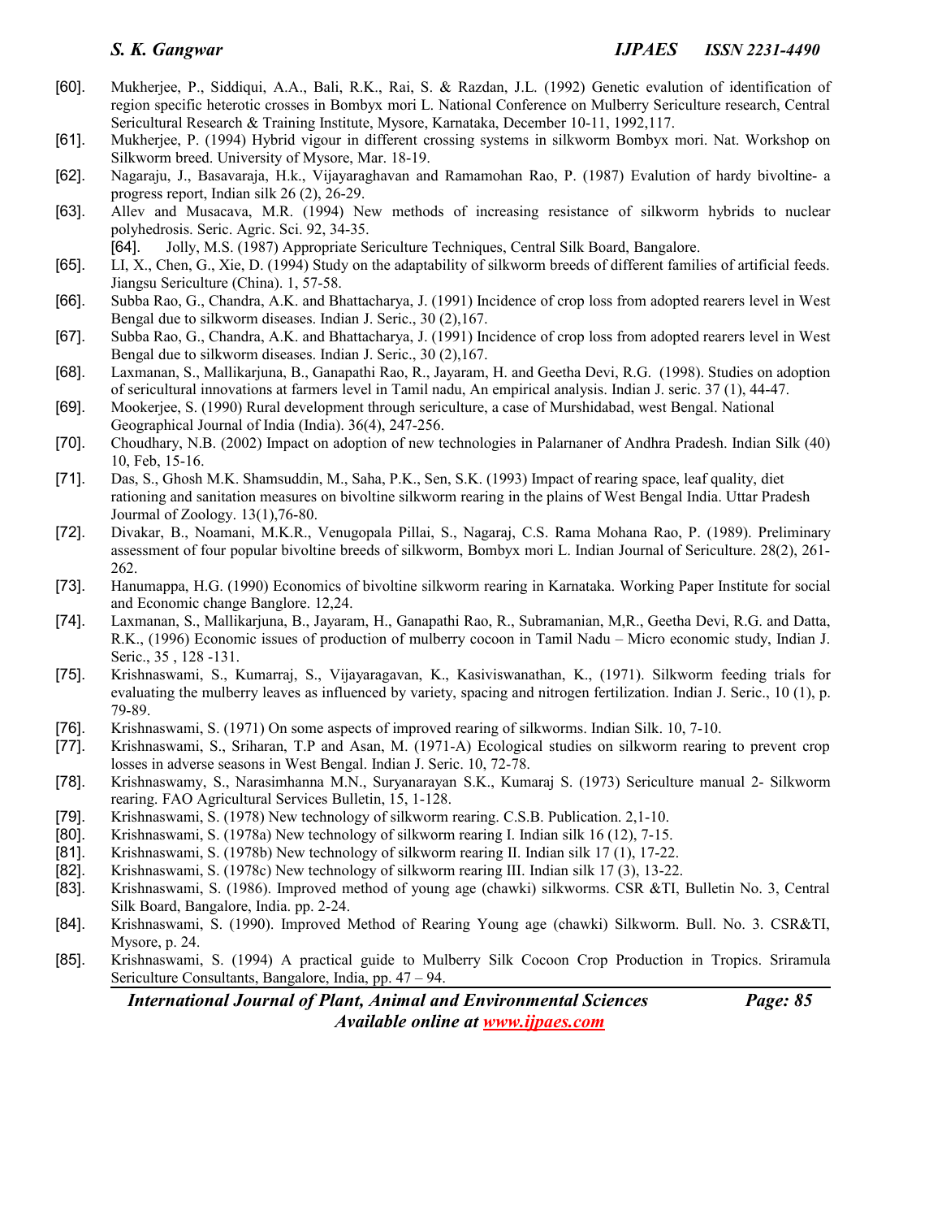[60]. Mukherjee, P., Siddiqui, A.A., Bali, R.K., Rai, S. & Razdan, J.L. (1992) Genetic evalution of identification of region specific heterotic crosses in Bombyx mori L. National Conference on Mulberry Sericulture research, Central Sericultural Research & Training Institute, Mysore, Karnataka, December 10-11, 1992,117.

[61]. Mukherjee, P. (1994) Hybrid vigour in different crossing systems in silkworm Bombyx mori. Nat. Workshop on Silkworm breed. University of Mysore, Mar. 18-19.

[62]. Nagaraju, J., Basavaraja, H.k., Vijayaraghavan and Ramamohan Rao, P. (1987) Evalution of hardy bivoltine- a progress report, Indian silk 26 (2), 26-29.

[63]. Allev and Musacava, M.R. (1994) New methods of increasing resistance of silkworm hybrids to nuclear polyhedrosis. Seric. Agric. Sci. 92, 34-35.

[64]. Jolly, M.S. (1987) Appropriate Sericulture Techniques, Central Silk Board, Bangalore.

[65]. LI, X., Chen, G., Xie, D. (1994) Study on the adaptability of silkworm breeds of different families of artificial feeds. Jiangsu Sericulture (China). 1, 57-58.

[66]. Subba Rao, G., Chandra, A.K. and Bhattacharya, J. (1991) Incidence of crop loss from adopted rearers level in West Bengal due to silkworm diseases. Indian J. Seric., 30 (2),167.

[67]. Subba Rao, G., Chandra, A.K. and Bhattacharya, J. (1991) Incidence of crop loss from adopted rearers level in West Bengal due to silkworm diseases. Indian J. Seric., 30 (2),167.

[68]. Laxmanan, S., Mallikarjuna, B., Ganapathi Rao, R., Jayaram, H. and Geetha Devi, R.G. (1998). Studies on adoption of sericultural innovations at farmers level in Tamil nadu, An empirical analysis. Indian J. seric. 37 (1), 44-47.

[69]. Mookerjee, S. (1990) Rural development through sericulture, a case of Murshidabad, west Bengal. National Geographical Journal of India (India). 36(4), 247-256.

[70]. Choudhary, N.B. (2002) Impact on adoption of new technologies in Palarnaner of Andhra Pradesh. Indian Silk (40) 10, Feb, 15-16.

[71]. Das, S., Ghosh M.K. Shamsuddin, M., Saha, P.K., Sen, S.K. (1993) Impact of rearing space, leaf quality, diet rationing and sanitation measures on bivoltine silkworm rearing in the plains of West Bengal India. Uttar Pradesh Journal of Zoology. 13(1),76-80.

[72]. Divakar, B., Noamani, M.K.R., Venugopala Pillai, S., Nagaraj, C.S. Rama Mohana Rao, P. (1989). Preliminary assessment of four popular bivoltine breeds of silkworm, Bombyx mori L. Indian Journal of Sericulture. 28(2), 261-262.

[73]. Hanumappa, H.G. (1990) Economics of bivoltine silkworm rearing in Karnataka. Working Paper Institute for social and Economic change Banglore. 12,24.

[74]. Laxmanan, S., Mallikarjuna, B., Jayaram, H., Ganapathi Rao, R., Subramanian, M,R., Geetha Devi, R.G. and Datta, R.K., (1996) Economic issues of production of mulberry cocoon in Tamil Nadu – Micro economic study, Indian J. Seric., 35 , 128 -131.

[75]. Krishnaswami, S., Kumarraj, S., Vijayaragavan, K., Kasiviswanathan, K., (1971). Silkworm feeding trials for evaluating the mulberry leaves as influenced by variety, spacing and nitrogen fertilization. Indian J. Seric., 10 (1), p. 79-89.

[76]. Krishnaswami, S. (1971) On some aspects of improved rearing of silkworms. Indian Silk. 10, 7-10.

[77]. Krishnaswami, S., Sriharan, T.P and Asan, M. (1971-A) Ecological studies on silkworm rearing to prevent crop losses in adverse seasons in West Bengal. Indian J. Seric. 10, 72-78.

[78]. Krishnaswamy, S., Narasimhanna M.N., Suryanarayan S.K., Kumaraj S. (1973) Sericulture manual 2- Silkworm rearing. FAO Agricultural Services Bulletin, 15, 1-128.

[79]. Krishnaswami, S. (1978) New technology of silkworm rearing. C.S.B. Publication. 2,1-10.

[80]. Krishnaswami, S. (1978a) New technology of silkworm rearing I. Indian silk 16 (12), 7-15.

[81]. Krishnaswami, S. (1978b) New technology of silkworm rearing II. Indian silk 17 (1), 17-22.

[82]. Krishnaswami, S. (1978c) New technology of silkworm rearing III. Indian silk 17 (3), 13-22.

[83]. Krishnaswami, S. (1986). Improved method of young age (chawki) silkworms. CSR &TI, Bulletin No. 3, Central Silk Board, Bangalore, India. pp. 2-24.

[84]. Krishnaswami, S. (1990). Improved Method of Rearing Young age (chawki) Silkworm. Bull. No. 3. CSR&TI, Mysore, p. 24.

[85]. Krishnaswami, S. (1994) A practical guide to Mulberry Silk Cocoon Crop Production in Tropics. Sriramula Sericulture Consultants, Bangalore, India, pp. 47 – 94.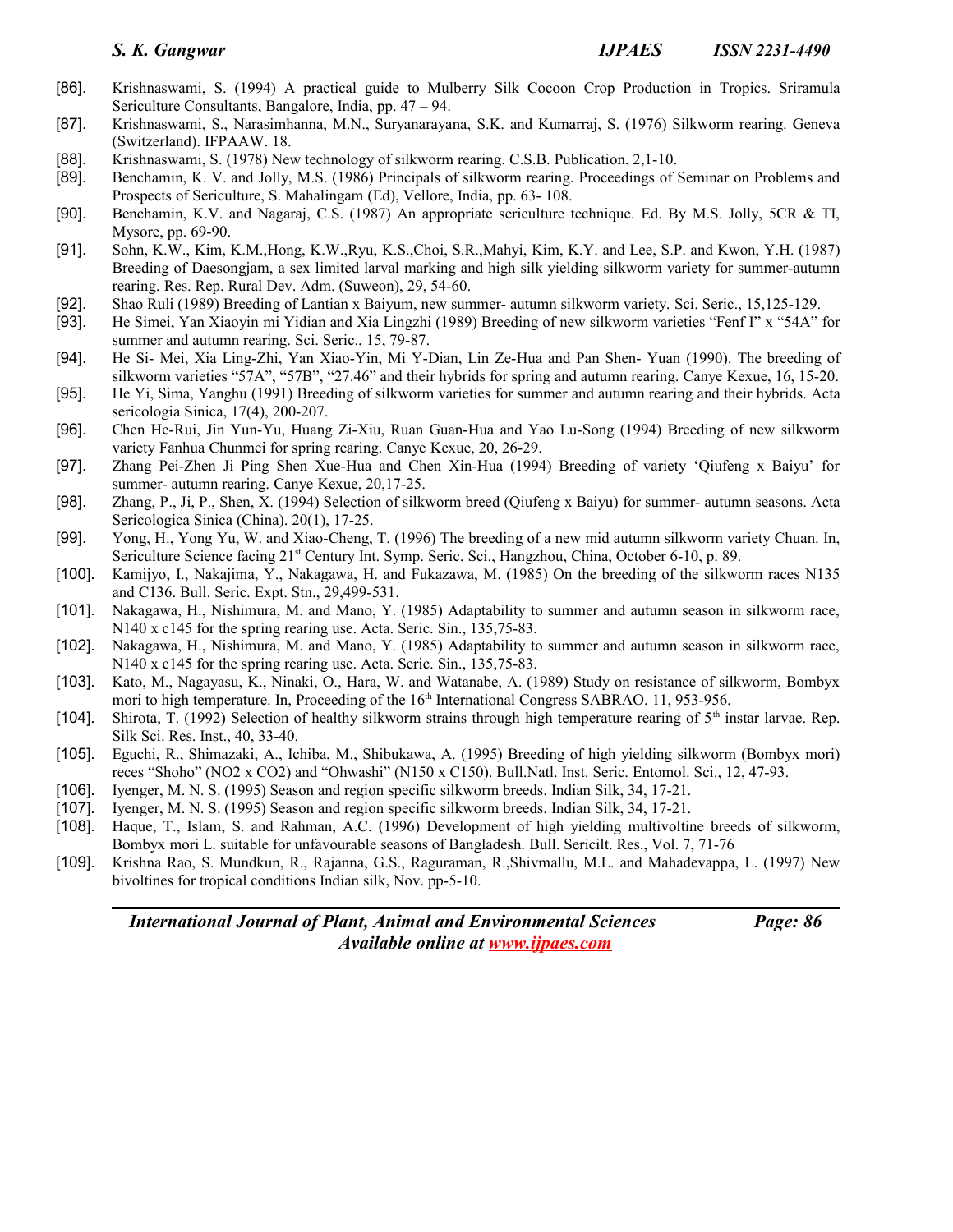[86]. Krishnaswami, S. (1994) A practical guide to Mulberry Silk Cocoon Crop Production in Tropics. Sriramula Sericulture Consultants, Bangalore, India, pp. 47 – 94.

[87]. Krishnaswami, S., Narasimhanna, M.N., Suryanarayana, S.K. and Kumarraj, S. (1976) Silkworm rearing. Geneva (Switzerland). IFPAAW. 18.

[88]. Krishnaswami, S. (1978) New technology of silkworm rearing. C.S.B. Publication. 2,1-10.

[89]. Benchamin, K. V. and Jolly, M.S. (1986) Principals of silkworm rearing. Proceedings of Seminar on Problems and Prospects of Sericulture, S. Mahalingam (Ed), Vellore, India, pp. 63- 108.

[90]. Benchamin, K.V. and Nagaraj, C.S. (1987) An appropriate sericulture technique. Ed. By M.S. Jolly, 5CR & TI, Mysore, pp. 69-90.

[91]. Sohn, K.W., Kim, K.M.,Hong, K.W.,Ryu, K.S.,Choi, S.R.,Mahyi, Kim, K.Y. and Lee, S.P. and Kwon, Y.H. (1987) Breeding of Daesongjam, a sex limited larval marking and high silk yielding silkworm variety for summer-autumn rearing. Res. Rep. Rural Dev. Adm. (Suweon), 29, 54-60.

[92]. Shao Ruli (1989) Breeding of Lantian x Baiyum, new summer- autumn silkworm variety. Sci. Seric., 15,125-129.

[93]. He Simei, Yan Xiaoyin mi Yidian and Xia Lingzhi (1989) Breeding of new silkworm varieties "Fenf I" x "54A" for summer and autumn rearing. Sci. Seric., 15, 79-87.

[94]. He Si- Mei, Xia Ling-Zhi, Yan Xiao-Yin, Mi Y-Dian, Lin Ze-Hua and Pan Shen- Yuan (1990). The breeding of silkworm varieties "57A", "57B", "27.46" and their hybrids for spring and autumn rearing. Canye Kexue, 16, 15-20.

[95]. He Yi, Sima, Yanghu (1991) Breeding of silkworm varieties for summer and autumn rearing and their hybrids. Acta sericologia Sinica, 17(4), 200-207.

[96]. Chen He-Rui, Jin Yun-Yu, Huang Zi-Xiu, Ruan Guan-Hua and Yao Lu-Song (1994) Breeding of new silkworm variety Fanhua Chunmei for spring rearing. Canye Kexue, 20, 26-29.

[97]. Zhang Pei-Zhen Ji Ping Shen Xue-Hua and Chen Xin-Hua (1994) Breeding of variety 'Qiufeng x Baiyu' for summer- autumn rearing. Canye Kexue, 20,17-25.

[98]. Zhang, P., Ji, P., Shen, X. (1994) Selection of silkworm breed (Qiufeng x Baiyu) for summer- autumn seasons. Acta Sericologica Sinica (China). 20(1), 17-25.

[99]. Yong, H., Yong Yu, W. and Xiao-Cheng, T. (1996) The breeding of a new mid autumn silkworm variety Chuan. In, Sericulture Science facing 21st Century Int. Symp. Seric. Sci., Hangzhou, China, October 6-10, p. 89.

[100]. Kamijyo, I., Nakajima, Y., Nakagawa, H. and Fukazawa, M. (1985) On the breeding of the silkworm races N135 and C136. Bull. Seric. Expt. Stn., 29,499-531.

[101]. Nakagawa, H., Nishimura, M. and Mano, Y. (1985) Adaptability to summer and autumn season in silkworm race, N140 x c145 for the spring rearing use. Acta. Seric. Sin., 135,75-83.

[102]. Nakagawa, H., Nishimura, M. and Mano, Y. (1985) Adaptability to summer and autumn season in silkworm race, N140 x c145 for the spring rearing use. Acta. Seric. Sin., 135,75-83.

[103]. Kato, M., Nagayasu, K., Ninaki, O., Hara, W. and Watanabe, A. (1989) Study on resistance of silkworm, Bombyx mori to high temperature. In, Proceeding of the 16th International Congress SABRAO. 11, 953-956.

[104]. Shirota, T. (1992) Selection of healthy silkworm strains through high temperature rearing of 5th instar larvae. Rep. Silk Sci. Res. Inst., 40, 33-40.

[105]. Eguchi, R., Shimazaki, A., Ichiba, M., Shibukawa, A. (1995) Breeding of high yielding silkworm (Bombyx mori) reces "Shoho" (NO2 x CO2) and "Ohwashi" (N150 x C150). Bull.Natl. Inst. Seric. Entomol. Sci., 12, 47-93.

[106]. Iyenger, M. N. S. (1995) Season and region specific silkworm breeds. Indian Silk, 34, 17-21.

[107]. Iyenger, M. N. S. (1995) Season and region specific silkworm breeds. Indian Silk, 34, 17-21.

[108]. Haque, T., Islam, S. and Rahman, A.C. (1996) Development of high yielding multivoltine breeds of silkworm, Bombyx mori L. suitable for unfavourable seasons of Bangladesh. Bull. Sericilt. Res., Vol. 7, 71-76

[109]. Krishna Rao, S. Mundkun, R., Rajanna, G.S., Raguraman, R.,Shivmallu, M.L. and Mahadevappa, L. (1997) New bivoltines for tropical conditions Indian silk, Nov. pp-5-10.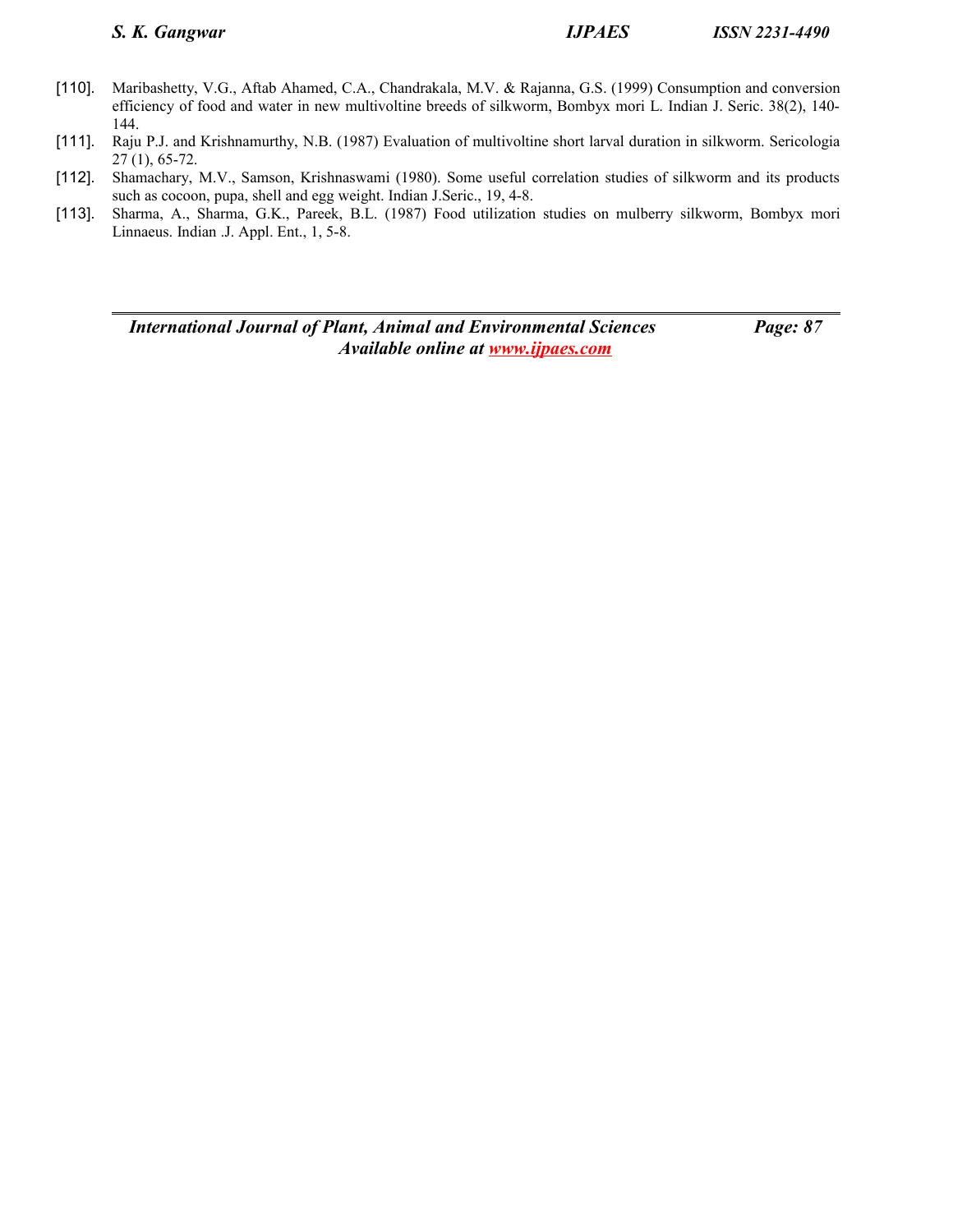[110]. Maribashetty, V.G., Aftab Ahamed, C.A., Chandrakala, M.V. & Rajanna, G.S. (1999) Consumption and conversion efficiency of food and water in new multivoltine breeds of silkworm, Bombyx mori L. Indian J. Seric. 38(2), 140-144.

[111]. Raju P.J. and Krishnamurthy, N.B. (1987) Evaluation of multivoltine short larval duration in silkworm. Sericologia 27 (1), 65-72.

[112]. Shamachary, M.V., Samson, Krishnaswami (1980). Some useful correlation studies of silkworm and its products such as cocoon, pupa, shell and egg weight. Indian J.Seric., 19, 4-8.

[113]. Sharma, A., Sharma, G.K., Pareek, B.L. (1987) Food utilization studies on mulberry silkworm, Bombyx mori Linnaeus. Indian .J. Appl. Ent., 1, 5-8.